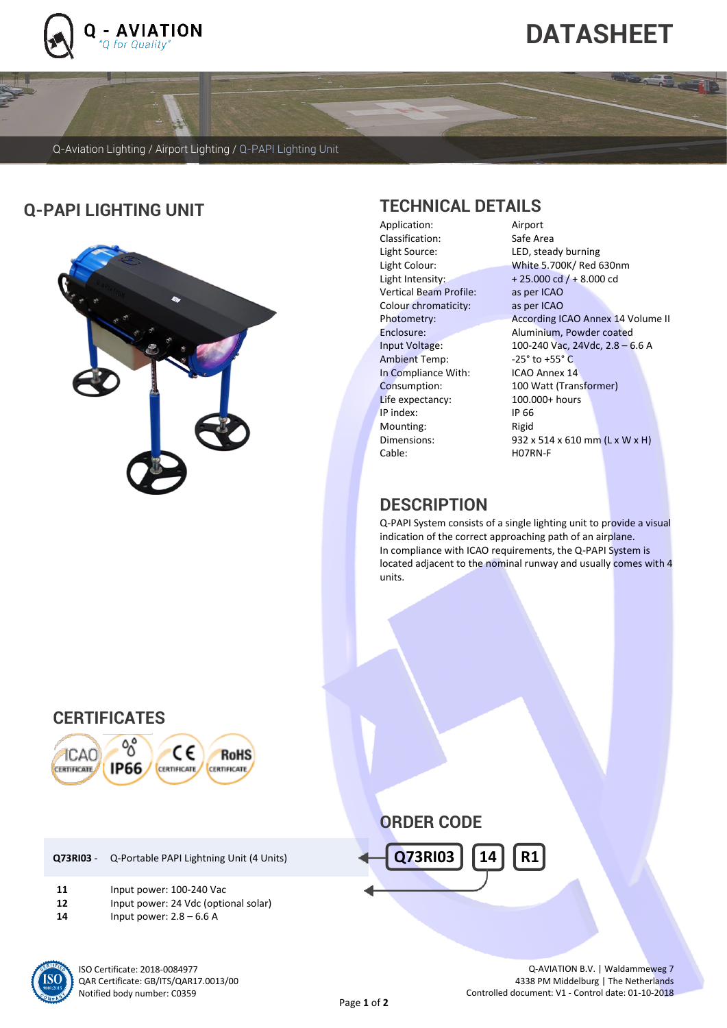Q - AVIATION
"Q for Quality"

# DATASHEET

Q-Aviation Lighting / Airport Lighting / Q-PAPI Lighting Unit

## Q-PAPI LIGHTING UNIT

## TECHNICAL DETAILS

| | |
|---|---|
| Application: | Airport |
| Classification: | Safe Area |
| Light Source: | LED, steady burning |
| Light Colour: | White 5.700K/ Red 630nm |
| Light Intensity: | + 25.000 cd / + 8.000 cd |
| Vertical Beam Profile: | as per ICAO |
| Colour chromaticity: | as per ICAO |
| Photometry: | According ICAO Annex 14 Volume II |
| Enclosure: | Aluminium, Powder coated |
| Input Voltage: | 100-240 Vac, 24Vdc, 2.8 – 6.6 A |
| Ambient Temp: | -25° to +55° C |
| In Compliance With: | ICAO Annex 14 |
| Consumption: | 100 Watt (Transformer) |
| Life expectancy: | 100.000+ hours |
| IP index: | IP 66 |
| Mounting: | Rigid |
| Dimensions: | 932 x 514 x 610 mm (L x W x H) |
| Cable: | H07RN-F |

## DESCRIPTION

Q-PAPI System consists of a single lighting unit to provide a visual indication of the correct approaching path of an airplane.
In compliance with ICAO requirements, the Q-PAPI System is located adjacent to the nominal runway and usually comes with 4 units.

## CERTIFICATES

ICAO CERTIFICATE, IP66, CE CERTIFICATE, RoHS CERTIFICATE

## ORDER CODE

Q73RI03 | 14 | R1

**Q73RI03** - Q-Portable PAPI Lightning Unit (4 Units)

| | |
|---|---|
| **11** | Input power: 100-240 Vac |
| **12** | Input power: 24 Vdc (optional solar) |
| **14** | Input power: 2.8 – 6.6 A |

ISO Certificate: 2018-0084977
QAR Certificate: GB/ITS/QAR17.0013/00
Notified body number: C0359

Q-AVIATION B.V. | Waldammeweg 7
4338 PM Middelburg | The Netherlands
Controlled document: V1 - Control date: 01-10-2018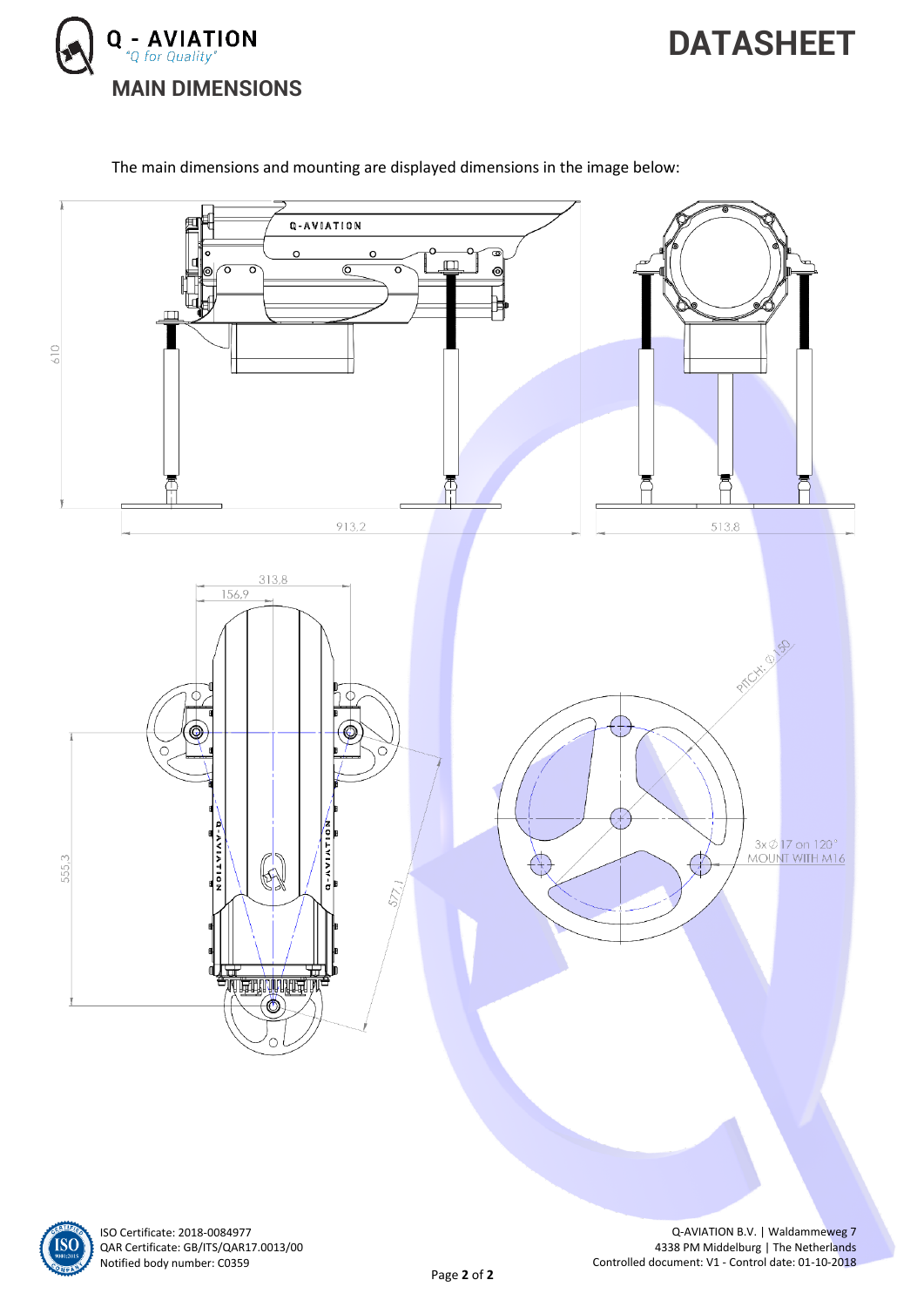# MAIN DIMENSIONS

The main dimensions and mounting are displayed dimensions in the image below:

610

913,2

513,8

313,8

156,9

555,3

577,1

PITCH: ∅150

3x ∅17 on 120°
MOUNT WITH M16

ISO Certificate: 2018-0084977
QAR Certificate: GB/ITS/QAR17.0013/00
Notified body number: C0359

Q-AVIATION B.V. | Waldammeweg 7
4338 PM Middelburg | The Netherlands
Controlled document: V1 - Control date: 01-10-2018